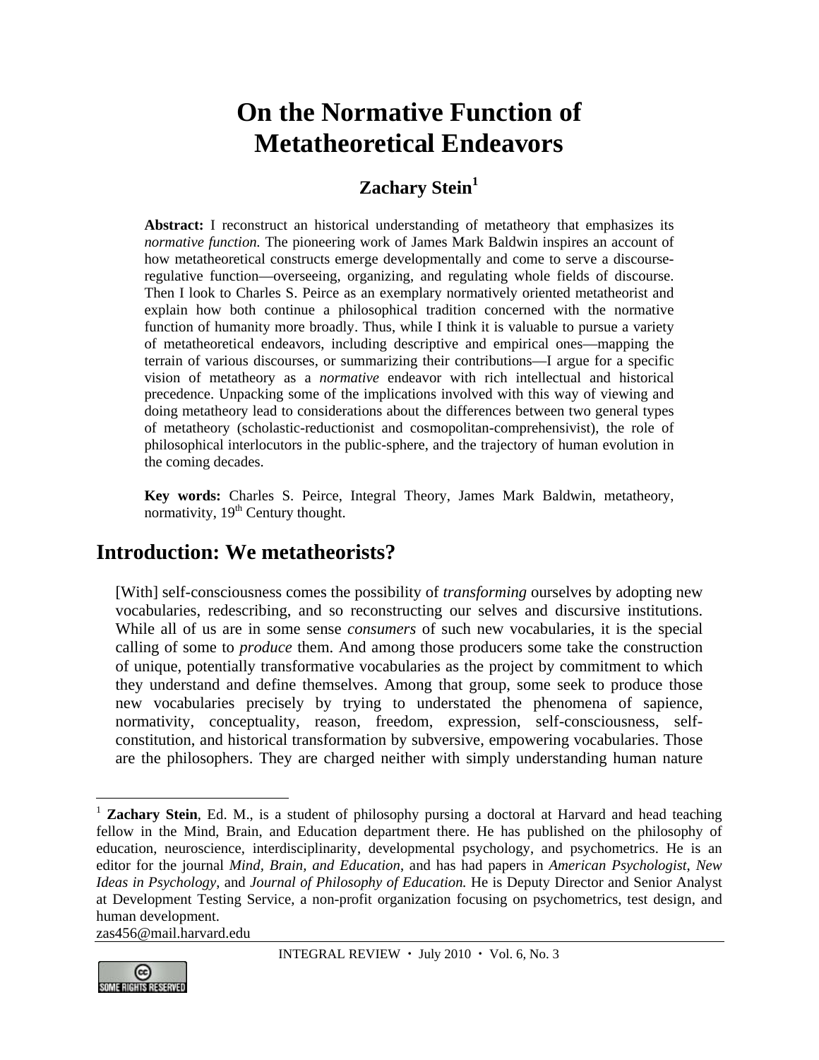# On the Normative Function of Metatheoretical Endeavors

## Zachary Stein[1]

**Abstract:** I reconstruct an historical understanding of metatheory that emphasizes its *normative function.* The pioneering work of James Mark Baldwin inspires an account of how metatheoretical constructs emerge developmentally and come to serve a discourse-regulative function—overseeing, organizing, and regulating whole fields of discourse. Then I look to Charles S. Peirce as an exemplary normatively oriented metatheorist and explain how both continue a philosophical tradition concerned with the normative function of humanity more broadly. Thus, while I think it is valuable to pursue a variety of metatheoretical endeavors, including descriptive and empirical ones—mapping the terrain of various discourses, or summarizing their contributions—I argue for a specific vision of metatheory as a *normative* endeavor with rich intellectual and historical precedence. Unpacking some of the implications involved with this way of viewing and doing metatheory lead to considerations about the differences between two general types of metatheory (scholastic-reductionist and cosmopolitan-comprehensivist), the role of philosophical interlocutors in the public-sphere, and the trajectory of human evolution in the coming decades.

**Key words:** Charles S. Peirce, Integral Theory, James Mark Baldwin, metatheory, normativity, 19th Century thought.

## Introduction: We metatheorists?

[With] self-consciousness comes the possibility of *transforming* ourselves by adopting new vocabularies, redescribing, and so reconstructing our selves and discursive institutions. While all of us are in some sense *consumers* of such new vocabularies, it is the special calling of some to *produce* them. And among those producers some take the construction of unique, potentially transformative vocabularies as the project by commitment to which they understand and define themselves. Among that group, some seek to produce those new vocabularies precisely by trying to understated the phenomena of sapience, normativity, conceptuality, reason, freedom, expression, self-consciousness, self-constitution, and historical transformation by subversive, empowering vocabularies. Those are the philosophers. They are charged neither with simply understanding human nature

---

[1] **Zachary Stein**, Ed. M., is a student of philosophy pursing a doctoral at Harvard and head teaching fellow in the Mind, Brain, and Education department there. He has published on the philosophy of education, neuroscience, interdisciplinarity, developmental psychology, and psychometrics. He is an editor for the journal *Mind, Brain, and Education*, and has had papers in *American Psychologist*, *New Ideas in Psychology*, and *Journal of Philosophy of Education.* He is Deputy Director and Senior Analyst at Development Testing Service, a non-profit organization focusing on psychometrics, test design, and human development.
zas456@mail.harvard.edu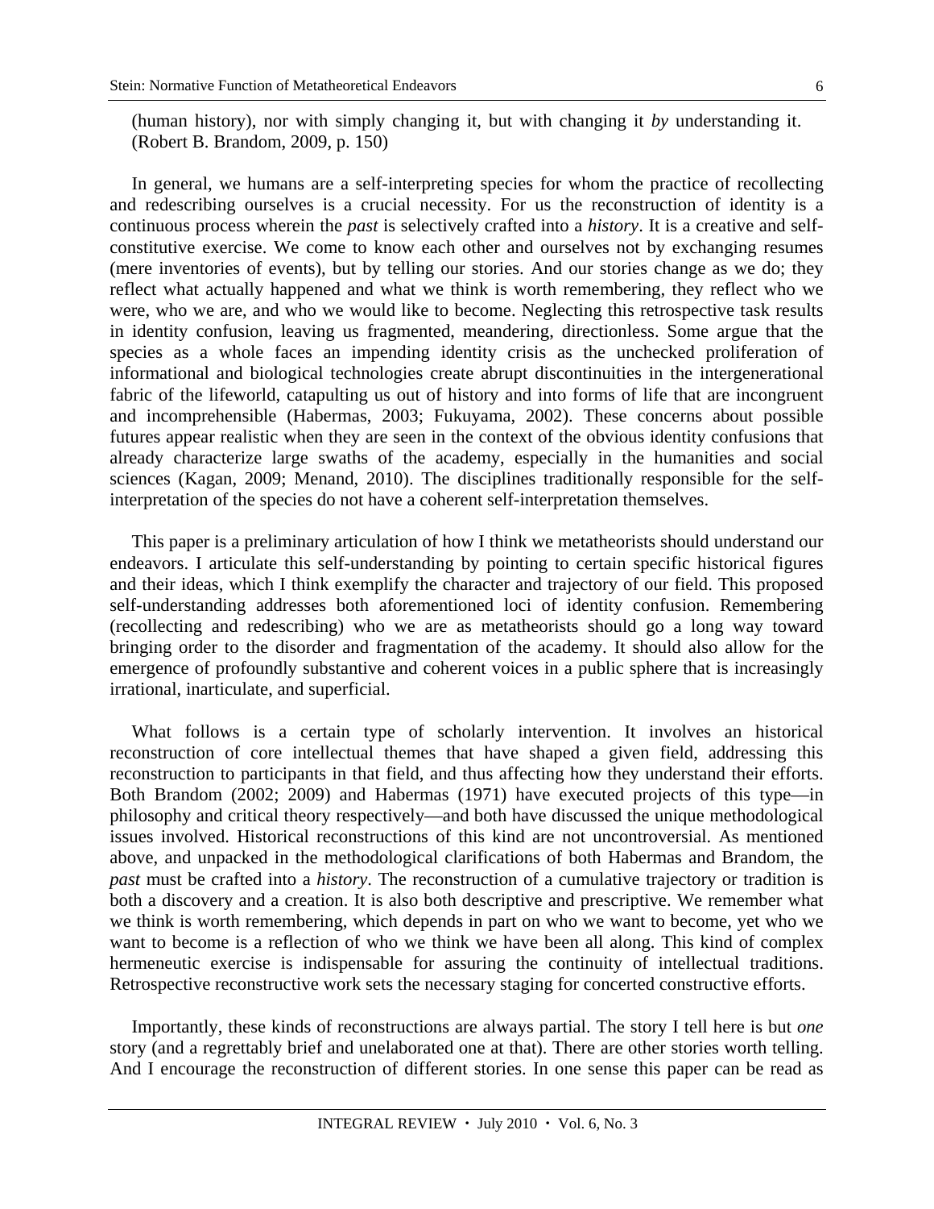(human history), nor with simply changing it, but with changing it *by* understanding it. (Robert B. Brandom, 2009, p. 150)

In general, we humans are a self-interpreting species for whom the practice of recollecting and redescribing ourselves is a crucial necessity. For us the reconstruction of identity is a continuous process wherein the *past* is selectively crafted into a *history*. It is a creative and self-constitutive exercise. We come to know each other and ourselves not by exchanging resumes (mere inventories of events), but by telling our stories. And our stories change as we do; they reflect what actually happened and what we think is worth remembering, they reflect who we were, who we are, and who we would like to become. Neglecting this retrospective task results in identity confusion, leaving us fragmented, meandering, directionless. Some argue that the species as a whole faces an impending identity crisis as the unchecked proliferation of informational and biological technologies create abrupt discontinuities in the intergenerational fabric of the lifeworld, catapulting us out of history and into forms of life that are incongruent and incomprehensible (Habermas, 2003; Fukuyama, 2002). These concerns about possible futures appear realistic when they are seen in the context of the obvious identity confusions that already characterize large swaths of the academy, especially in the humanities and social sciences (Kagan, 2009; Menand, 2010). The disciplines traditionally responsible for the self-interpretation of the species do not have a coherent self-interpretation themselves.

This paper is a preliminary articulation of how I think we metatheorists should understand our endeavors. I articulate this self-understanding by pointing to certain specific historical figures and their ideas, which I think exemplify the character and trajectory of our field. This proposed self-understanding addresses both aforementioned loci of identity confusion. Remembering (recollecting and redescribing) who we are as metatheorists should go a long way toward bringing order to the disorder and fragmentation of the academy. It should also allow for the emergence of profoundly substantive and coherent voices in a public sphere that is increasingly irrational, inarticulate, and superficial.

What follows is a certain type of scholarly intervention. It involves an historical reconstruction of core intellectual themes that have shaped a given field, addressing this reconstruction to participants in that field, and thus affecting how they understand their efforts. Both Brandom (2002; 2009) and Habermas (1971) have executed projects of this type—in philosophy and critical theory respectively—and both have discussed the unique methodological issues involved. Historical reconstructions of this kind are not uncontroversial. As mentioned above, and unpacked in the methodological clarifications of both Habermas and Brandom, the *past* must be crafted into a *history*. The reconstruction of a cumulative trajectory or tradition is both a discovery and a creation. It is also both descriptive and prescriptive. We remember what we think is worth remembering, which depends in part on who we want to become, yet who we want to become is a reflection of who we think we have been all along. This kind of complex hermeneutic exercise is indispensable for assuring the continuity of intellectual traditions. Retrospective reconstructive work sets the necessary staging for concerted constructive efforts.

Importantly, these kinds of reconstructions are always partial. The story I tell here is but *one* story (and a regrettably brief and unelaborated one at that). There are other stories worth telling. And I encourage the reconstruction of different stories. In one sense this paper can be read as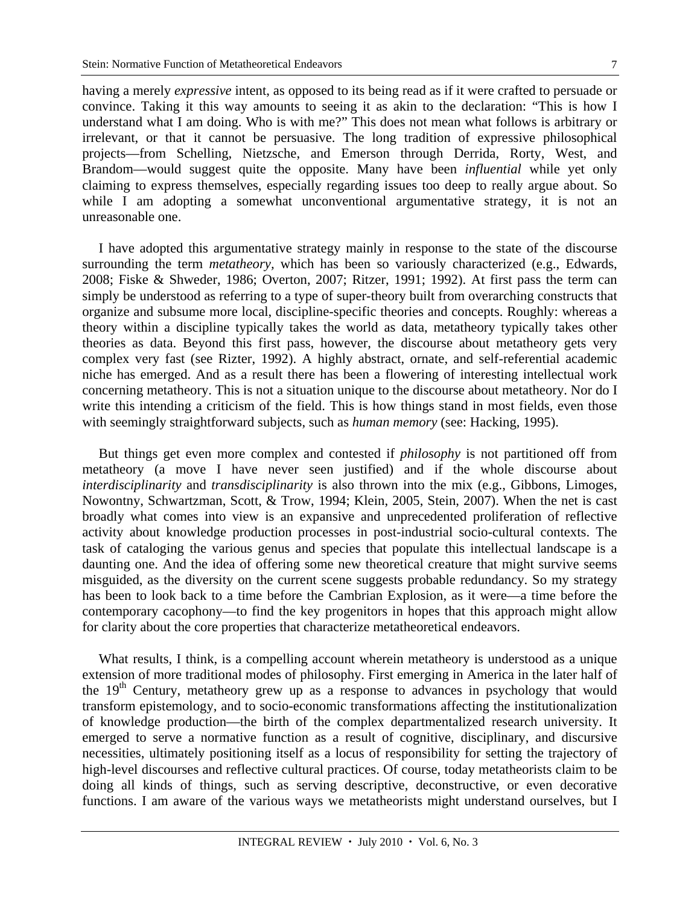having a merely *expressive* intent, as opposed to its being read as if it were crafted to persuade or convince. Taking it this way amounts to seeing it as akin to the declaration: "This is how I understand what I am doing. Who is with me?" This does not mean what follows is arbitrary or irrelevant, or that it cannot be persuasive. The long tradition of expressive philosophical projects—from Schelling, Nietzsche, and Emerson through Derrida, Rorty, West, and Brandom—would suggest quite the opposite. Many have been *influential* while yet only claiming to express themselves, especially regarding issues too deep to really argue about. So while I am adopting a somewhat unconventional argumentative strategy, it is not an unreasonable one.

I have adopted this argumentative strategy mainly in response to the state of the discourse surrounding the term *metatheory*, which has been so variously characterized (e.g., Edwards, 2008; Fiske & Shweder, 1986; Overton, 2007; Ritzer, 1991; 1992). At first pass the term can simply be understood as referring to a type of super-theory built from overarching constructs that organize and subsume more local, discipline-specific theories and concepts. Roughly: whereas a theory within a discipline typically takes the world as data, metatheory typically takes other theories as data. Beyond this first pass, however, the discourse about metatheory gets very complex very fast (see Rizter, 1992). A highly abstract, ornate, and self-referential academic niche has emerged. And as a result there has been a flowering of interesting intellectual work concerning metatheory. This is not a situation unique to the discourse about metatheory. Nor do I write this intending a criticism of the field. This is how things stand in most fields, even those with seemingly straightforward subjects, such as *human memory* (see: Hacking, 1995).

But things get even more complex and contested if *philosophy* is not partitioned off from metatheory (a move I have never seen justified) and if the whole discourse about *interdisciplinarity* and *transdisciplinarity* is also thrown into the mix (e.g., Gibbons, Limoges, Nowontny, Schwartzman, Scott, & Trow, 1994; Klein, 2005, Stein, 2007). When the net is cast broadly what comes into view is an expansive and unprecedented proliferation of reflective activity about knowledge production processes in post-industrial socio-cultural contexts. The task of cataloging the various genus and species that populate this intellectual landscape is a daunting one. And the idea of offering some new theoretical creature that might survive seems misguided, as the diversity on the current scene suggests probable redundancy. So my strategy has been to look back to a time before the Cambrian Explosion, as it were—a time before the contemporary cacophony—to find the key progenitors in hopes that this approach might allow for clarity about the core properties that characterize metatheoretical endeavors.

What results, I think, is a compelling account wherein metatheory is understood as a unique extension of more traditional modes of philosophy. First emerging in America in the later half of the 19th Century, metatheory grew up as a response to advances in psychology that would transform epistemology, and to socio-economic transformations affecting the institutionalization of knowledge production—the birth of the complex departmentalized research university. It emerged to serve a normative function as a result of cognitive, disciplinary, and discursive necessities, ultimately positioning itself as a locus of responsibility for setting the trajectory of high-level discourses and reflective cultural practices. Of course, today metatheorists claim to be doing all kinds of things, such as serving descriptive, deconstructive, or even decorative functions. I am aware of the various ways we metatheorists might understand ourselves, but I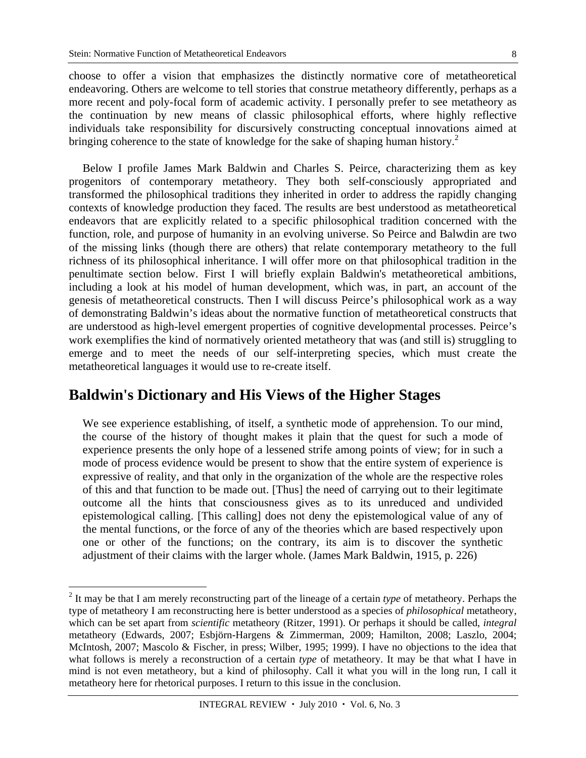choose to offer a vision that emphasizes the distinctly normative core of metatheoretical endeavoring. Others are welcome to tell stories that construe metatheory differently, perhaps as a more recent and poly-focal form of academic activity. I personally prefer to see metatheory as the continuation by new means of classic philosophical efforts, where highly reflective individuals take responsibility for discursively constructing conceptual innovations aimed at bringing coherence to the state of knowledge for the sake of shaping human history.[2]

Below I profile James Mark Baldwin and Charles S. Peirce, characterizing them as key progenitors of contemporary metatheory. They both self-consciously appropriated and transformed the philosophical traditions they inherited in order to address the rapidly changing contexts of knowledge production they faced. The results are best understood as metatheoretical endeavors that are explicitly related to a specific philosophical tradition concerned with the function, role, and purpose of humanity in an evolving universe. So Peirce and Balwdin are two of the missing links (though there are others) that relate contemporary metatheory to the full richness of its philosophical inheritance. I will offer more on that philosophical tradition in the penultimate section below. First I will briefly explain Baldwin's metatheoretical ambitions, including a look at his model of human development, which was, in part, an account of the genesis of metatheoretical constructs. Then I will discuss Peirce's philosophical work as a way of demonstrating Baldwin's ideas about the normative function of metatheoretical constructs that are understood as high-level emergent properties of cognitive developmental processes. Peirce's work exemplifies the kind of normatively oriented metatheory that was (and still is) struggling to emerge and to meet the needs of our self-interpreting species, which must create the metatheoretical languages it would use to re-create itself.

## Baldwin's Dictionary and His Views of the Higher Stages

> We see experience establishing, of itself, a synthetic mode of apprehension. To our mind, the course of the history of thought makes it plain that the quest for such a mode of experience presents the only hope of a lessened strife among points of view; for in such a mode of process evidence would be present to show that the entire system of experience is expressive of reality, and that only in the organization of the whole are the respective roles of this and that function to be made out. [Thus] the need of carrying out to their legitimate outcome all the hints that consciousness gives as to its unreduced and undivided epistemological calling. [This calling] does not deny the epistemological value of any of the mental functions, or the force of any of the theories which are based respectively upon one or other of the functions; on the contrary, its aim is to discover the synthetic adjustment of their claims with the larger whole. (James Mark Baldwin, 1915, p. 226)

[2] It may be that I am merely reconstructing part of the lineage of a certain *type* of metatheory. Perhaps the type of metatheory I am reconstructing here is better understood as a species of *philosophical* metatheory, which can be set apart from *scientific* metatheory (Ritzer, 1991). Or perhaps it should be called, *integral* metatheory (Edwards, 2007; Esbjörn-Hargens & Zimmerman, 2009; Hamilton, 2008; Laszlo, 2004; McIntosh, 2007; Mascolo & Fischer, in press; Wilber, 1995; 1999). I have no objections to the idea that what follows is merely a reconstruction of a certain *type* of metatheory. It may be that what I have in mind is not even metatheory, but a kind of philosophy. Call it what you will in the long run, I call it metatheory here for rhetorical purposes. I return to this issue in the conclusion.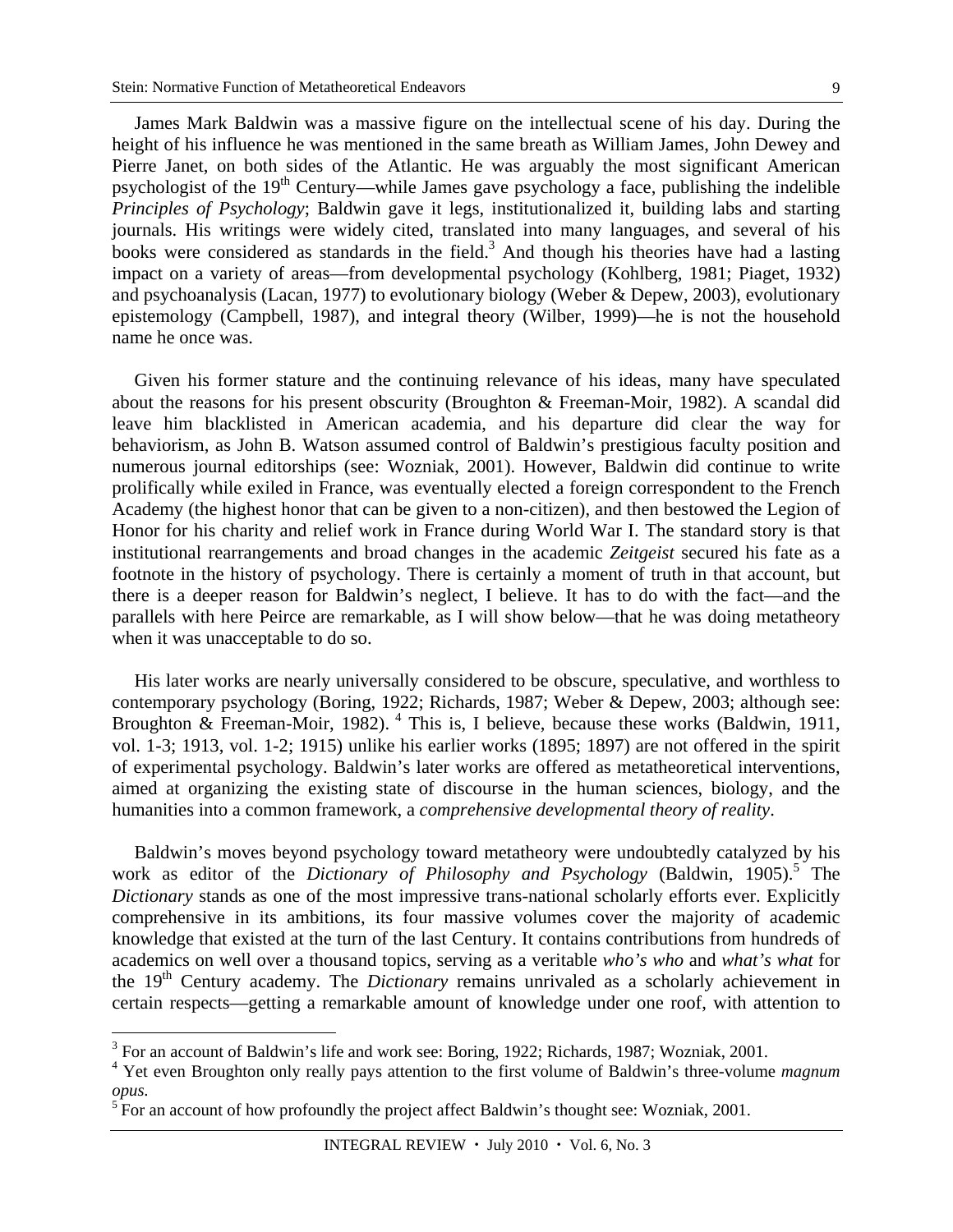James Mark Baldwin was a massive figure on the intellectual scene of his day. During the height of his influence he was mentioned in the same breath as William James, John Dewey and Pierre Janet, on both sides of the Atlantic. He was arguably the most significant American psychologist of the 19th Century—while James gave psychology a face, publishing the indelible *Principles of Psychology*; Baldwin gave it legs, institutionalized it, building labs and starting journals. His writings were widely cited, translated into many languages, and several of his books were considered as standards in the field.[3] And though his theories have had a lasting impact on a variety of areas—from developmental psychology (Kohlberg, 1981; Piaget, 1932) and psychoanalysis (Lacan, 1977) to evolutionary biology (Weber & Depew, 2003), evolutionary epistemology (Campbell, 1987), and integral theory (Wilber, 1999)—he is not the household name he once was.

Given his former stature and the continuing relevance of his ideas, many have speculated about the reasons for his present obscurity (Broughton & Freeman-Moir, 1982). A scandal did leave him blacklisted in American academia, and his departure did clear the way for behaviorism, as John B. Watson assumed control of Baldwin's prestigious faculty position and numerous journal editorships (see: Wozniak, 2001). However, Baldwin did continue to write prolifically while exiled in France, was eventually elected a foreign correspondent to the French Academy (the highest honor that can be given to a non-citizen), and then bestowed the Legion of Honor for his charity and relief work in France during World War I. The standard story is that institutional rearrangements and broad changes in the academic *Zeitgeist* secured his fate as a footnote in the history of psychology. There is certainly a moment of truth in that account, but there is a deeper reason for Baldwin's neglect, I believe. It has to do with the fact—and the parallels with here Peirce are remarkable, as I will show below—that he was doing metatheory when it was unacceptable to do so.

His later works are nearly universally considered to be obscure, speculative, and worthless to contemporary psychology (Boring, 1922; Richards, 1987; Weber & Depew, 2003; although see: Broughton & Freeman-Moir, 1982).[4] This is, I believe, because these works (Baldwin, 1911, vol. 1-3; 1913, vol. 1-2; 1915) unlike his earlier works (1895; 1897) are not offered in the spirit of experimental psychology. Baldwin's later works are offered as metatheoretical interventions, aimed at organizing the existing state of discourse in the human sciences, biology, and the humanities into a common framework, a *comprehensive developmental theory of reality*.

Baldwin's moves beyond psychology toward metatheory were undoubtedly catalyzed by his work as editor of the *Dictionary of Philosophy and Psychology* (Baldwin, 1905).[5] The *Dictionary* stands as one of the most impressive trans-national scholarly efforts ever. Explicitly comprehensive in its ambitions, its four massive volumes cover the majority of academic knowledge that existed at the turn of the last Century. It contains contributions from hundreds of academics on well over a thousand topics, serving as a veritable *who's who* and *what's what* for the 19th Century academy. The *Dictionary* remains unrivaled as a scholarly achievement in certain respects—getting a remarkable amount of knowledge under one roof, with attention to

---

[3] For an account of Baldwin's life and work see: Boring, 1922; Richards, 1987; Wozniak, 2001.

[4] Yet even Broughton only really pays attention to the first volume of Baldwin's three-volume *magnum opus*.

[5] For an account of how profoundly the project affect Baldwin's thought see: Wozniak, 2001.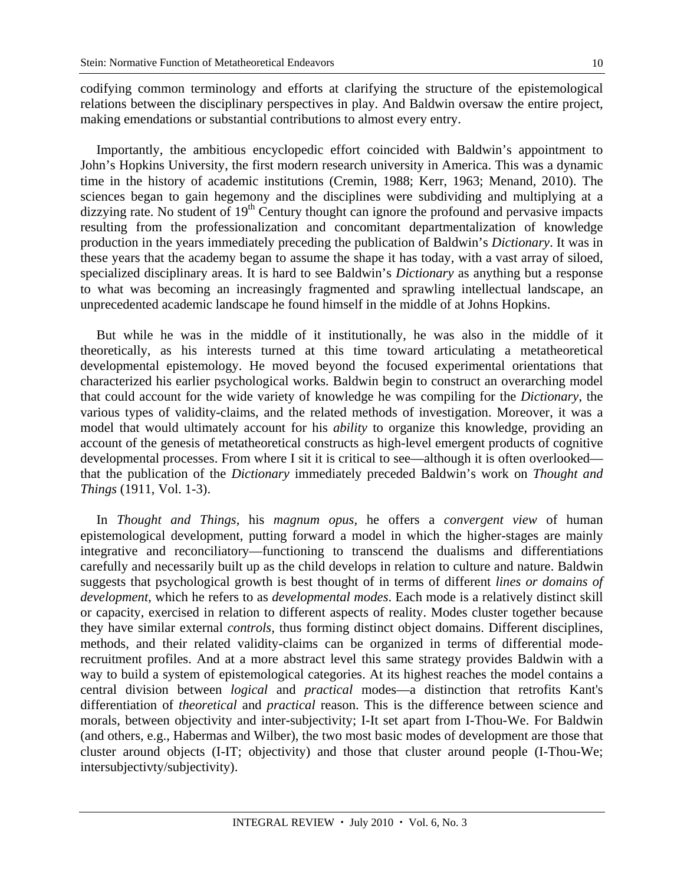codifying common terminology and efforts at clarifying the structure of the epistemological relations between the disciplinary perspectives in play. And Baldwin oversaw the entire project, making emendations or substantial contributions to almost every entry.

Importantly, the ambitious encyclopedic effort coincided with Baldwin's appointment to John's Hopkins University, the first modern research university in America. This was a dynamic time in the history of academic institutions (Cremin, 1988; Kerr, 1963; Menand, 2010). The sciences began to gain hegemony and the disciplines were subdividing and multiplying at a dizzying rate. No student of 19th Century thought can ignore the profound and pervasive impacts resulting from the professionalization and concomitant departmentalization of knowledge production in the years immediately preceding the publication of Baldwin's *Dictionary*. It was in these years that the academy began to assume the shape it has today, with a vast array of siloed, specialized disciplinary areas. It is hard to see Baldwin's *Dictionary* as anything but a response to what was becoming an increasingly fragmented and sprawling intellectual landscape, an unprecedented academic landscape he found himself in the middle of at Johns Hopkins.

But while he was in the middle of it institutionally, he was also in the middle of it theoretically, as his interests turned at this time toward articulating a metatheoretical developmental epistemology. He moved beyond the focused experimental orientations that characterized his earlier psychological works. Baldwin begin to construct an overarching model that could account for the wide variety of knowledge he was compiling for the *Dictionary*, the various types of validity-claims, and the related methods of investigation. Moreover, it was a model that would ultimately account for his *ability* to organize this knowledge, providing an account of the genesis of metatheoretical constructs as high-level emergent products of cognitive developmental processes. From where I sit it is critical to see—although it is often overlooked—that the publication of the *Dictionary* immediately preceded Baldwin's work on *Thought and Things* (1911, Vol. 1-3).

In *Thought and Things*, his *magnum opus*, he offers a *convergent view* of human epistemological development, putting forward a model in which the higher-stages are mainly integrative and reconciliatory—functioning to transcend the dualisms and differentiations carefully and necessarily built up as the child develops in relation to culture and nature. Baldwin suggests that psychological growth is best thought of in terms of different *lines or domains of development*, which he refers to as *developmental modes*. Each mode is a relatively distinct skill or capacity, exercised in relation to different aspects of reality. Modes cluster together because they have similar external *controls,* thus forming distinct object domains. Different disciplines, methods, and their related validity-claims can be organized in terms of differential mode-recruitment profiles. And at a more abstract level this same strategy provides Baldwin with a way to build a system of epistemological categories. At its highest reaches the model contains a central division between *logical* and *practical* modes—a distinction that retrofits Kant's differentiation of *theoretical* and *practical* reason. This is the difference between science and morals, between objectivity and inter-subjectivity; I-It set apart from I-Thou-We. For Baldwin (and others, e.g., Habermas and Wilber), the two most basic modes of development are those that cluster around objects (I-IT; objectivity) and those that cluster around people (I-Thou-We; intersubjectivty/subjectivity).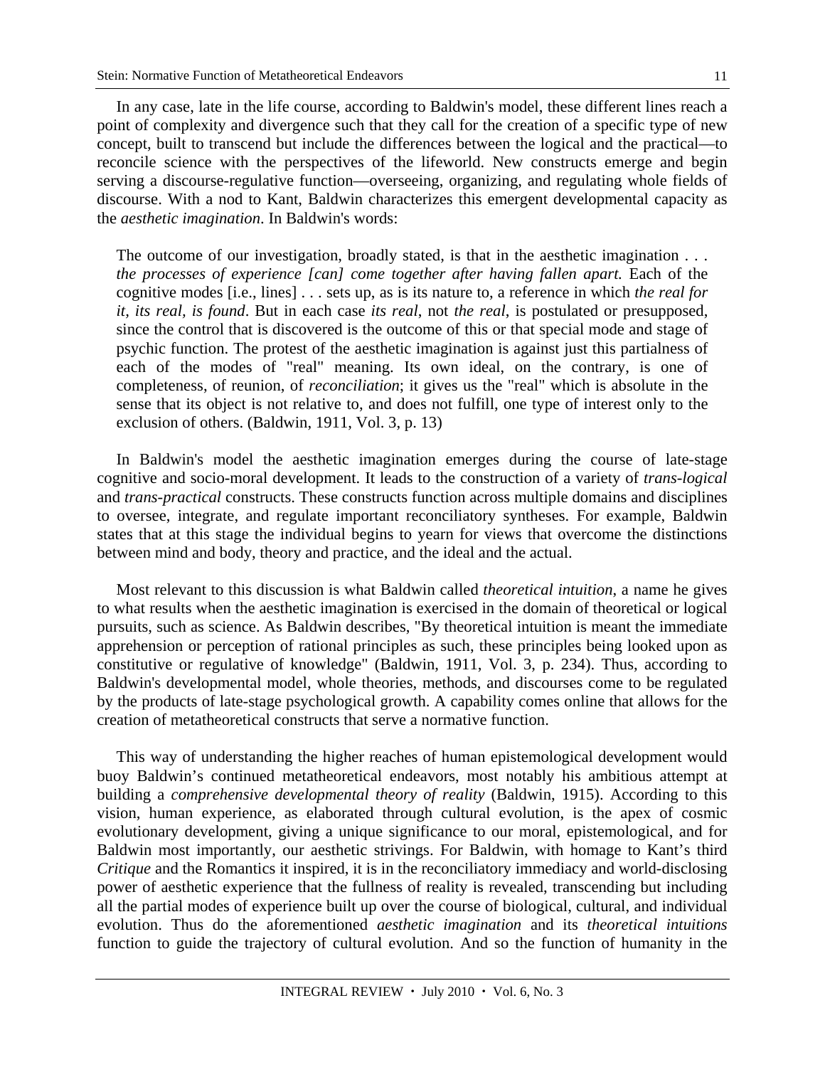In any case, late in the life course, according to Baldwin's model, these different lines reach a point of complexity and divergence such that they call for the creation of a specific type of new concept, built to transcend but include the differences between the logical and the practical—to reconcile science with the perspectives of the lifeworld. New constructs emerge and begin serving a discourse-regulative function—overseeing, organizing, and regulating whole fields of discourse. With a nod to Kant, Baldwin characterizes this emergent developmental capacity as the *aesthetic imagination*. In Baldwin's words:

> The outcome of our investigation, broadly stated, is that in the aesthetic imagination . . . *the processes of experience [can] come together after having fallen apart.* Each of the cognitive modes [i.e., lines] . . . sets up, as is its nature to, a reference in which *the real for it, its real, is found*. But in each case *its real*, not *the real*, is postulated or presupposed, since the control that is discovered is the outcome of this or that special mode and stage of psychic function. The protest of the aesthetic imagination is against just this partialness of each of the modes of "real" meaning. Its own ideal, on the contrary, is one of completeness, of reunion, of *reconciliation*; it gives us the "real" which is absolute in the sense that its object is not relative to, and does not fulfill, one type of interest only to the exclusion of others. (Baldwin, 1911, Vol. 3, p. 13)

In Baldwin's model the aesthetic imagination emerges during the course of late-stage cognitive and socio-moral development. It leads to the construction of a variety of *trans-logical* and *trans-practical* constructs. These constructs function across multiple domains and disciplines to oversee, integrate, and regulate important reconciliatory syntheses. For example, Baldwin states that at this stage the individual begins to yearn for views that overcome the distinctions between mind and body, theory and practice, and the ideal and the actual.

Most relevant to this discussion is what Baldwin called *theoretical intuition*, a name he gives to what results when the aesthetic imagination is exercised in the domain of theoretical or logical pursuits, such as science. As Baldwin describes, "By theoretical intuition is meant the immediate apprehension or perception of rational principles as such, these principles being looked upon as constitutive or regulative of knowledge" (Baldwin, 1911, Vol. 3, p. 234). Thus, according to Baldwin's developmental model, whole theories, methods, and discourses come to be regulated by the products of late-stage psychological growth. A capability comes online that allows for the creation of metatheoretical constructs that serve a normative function.

This way of understanding the higher reaches of human epistemological development would buoy Baldwin's continued metatheoretical endeavors, most notably his ambitious attempt at building a *comprehensive developmental theory of reality* (Baldwin, 1915). According to this vision, human experience, as elaborated through cultural evolution, is the apex of cosmic evolutionary development, giving a unique significance to our moral, epistemological, and for Baldwin most importantly, our aesthetic strivings. For Baldwin, with homage to Kant's third *Critique* and the Romantics it inspired, it is in the reconciliatory immediacy and world-disclosing power of aesthetic experience that the fullness of reality is revealed, transcending but including all the partial modes of experience built up over the course of biological, cultural, and individual evolution. Thus do the aforementioned *aesthetic imagination* and its *theoretical intuitions* function to guide the trajectory of cultural evolution. And so the function of humanity in the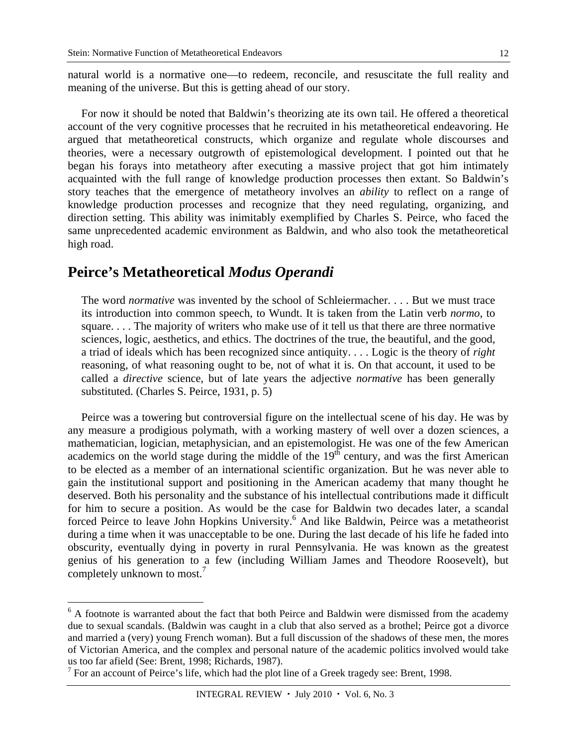natural world is a normative one—to redeem, reconcile, and resuscitate the full reality and meaning of the universe. But this is getting ahead of our story.

For now it should be noted that Baldwin's theorizing ate its own tail. He offered a theoretical account of the very cognitive processes that he recruited in his metatheoretical endeavoring. He argued that metatheoretical constructs, which organize and regulate whole discourses and theories, were a necessary outgrowth of epistemological development. I pointed out that he began his forays into metatheory after executing a massive project that got him intimately acquainted with the full range of knowledge production processes then extant. So Baldwin's story teaches that the emergence of metatheory involves an *ability* to reflect on a range of knowledge production processes and recognize that they need regulating, organizing, and direction setting. This ability was inimitably exemplified by Charles S. Peirce, who faced the same unprecedented academic environment as Baldwin, and who also took the metatheoretical high road.

## Peirce's Metatheoretical *Modus Operandi*

> The word *normative* was invented by the school of Schleiermacher. . . . But we must trace its introduction into common speech, to Wundt. It is taken from the Latin verb *normo*, to square. . . . The majority of writers who make use of it tell us that there are three normative sciences, logic, aesthetics, and ethics. The doctrines of the true, the beautiful, and the good, a triad of ideals which has been recognized since antiquity. . . . Logic is the theory of *right* reasoning, of what reasoning ought to be, not of what it is. On that account, it used to be called a *directive* science, but of late years the adjective *normative* has been generally substituted. (Charles S. Peirce, 1931, p. 5)

Peirce was a towering but controversial figure on the intellectual scene of his day. He was by any measure a prodigious polymath, with a working mastery of well over a dozen sciences, a mathematician, logician, metaphysician, and an epistemologist. He was one of the few American academics on the world stage during the middle of the 19th century, and was the first American to be elected as a member of an international scientific organization. But he was never able to gain the institutional support and positioning in the American academy that many thought he deserved. Both his personality and the substance of his intellectual contributions made it difficult for him to secure a position. As would be the case for Baldwin two decades later, a scandal forced Peirce to leave John Hopkins University.[6] And like Baldwin, Peirce was a metatheorist during a time when it was unacceptable to be one. During the last decade of his life he faded into obscurity, eventually dying in poverty in rural Pennsylvania. He was known as the greatest genius of his generation to a few (including William James and Theodore Roosevelt), but completely unknown to most.[7]

---

[6] A footnote is warranted about the fact that both Peirce and Baldwin were dismissed from the academy due to sexual scandals. (Baldwin was caught in a club that also served as a brothel; Peirce got a divorce and married a (very) young French woman). But a full discussion of the shadows of these men, the mores of Victorian America, and the complex and personal nature of the academic politics involved would take us too far afield (See: Brent, 1998; Richards, 1987).

[7] For an account of Peirce's life, which had the plot line of a Greek tragedy see: Brent, 1998.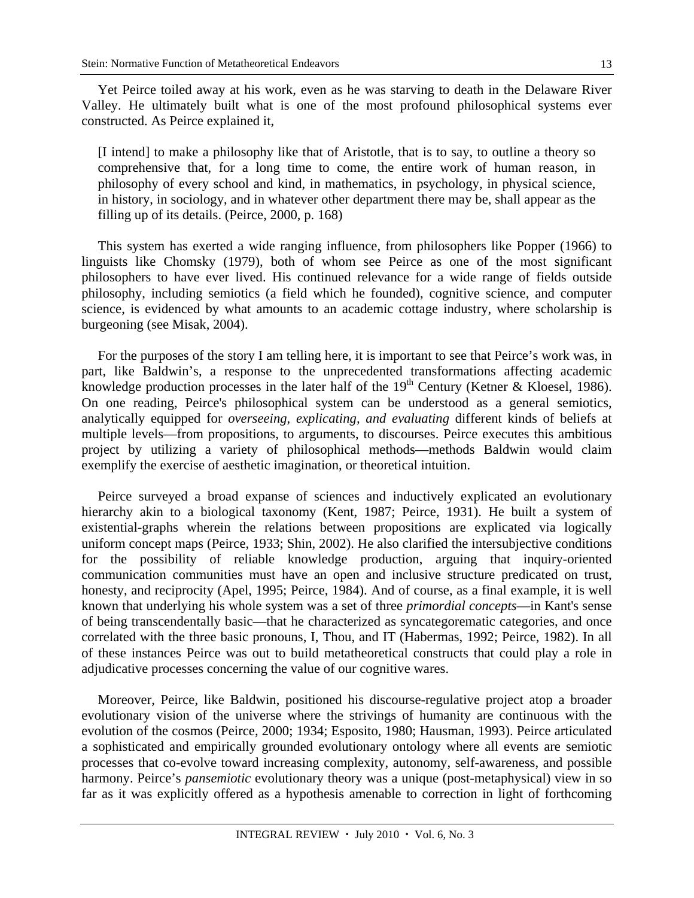Yet Peirce toiled away at his work, even as he was starving to death in the Delaware River Valley. He ultimately built what is one of the most profound philosophical systems ever constructed. As Peirce explained it,

> [I intend] to make a philosophy like that of Aristotle, that is to say, to outline a theory so comprehensive that, for a long time to come, the entire work of human reason, in philosophy of every school and kind, in mathematics, in psychology, in physical science, in history, in sociology, and in whatever other department there may be, shall appear as the filling up of its details. (Peirce, 2000, p. 168)

This system has exerted a wide ranging influence, from philosophers like Popper (1966) to linguists like Chomsky (1979), both of whom see Peirce as one of the most significant philosophers to have ever lived. His continued relevance for a wide range of fields outside philosophy, including semiotics (a field which he founded), cognitive science, and computer science, is evidenced by what amounts to an academic cottage industry, where scholarship is burgeoning (see Misak, 2004).

For the purposes of the story I am telling here, it is important to see that Peirce's work was, in part, like Baldwin's, a response to the unprecedented transformations affecting academic knowledge production processes in the later half of the 19th Century (Ketner & Kloesel, 1986). On one reading, Peirce's philosophical system can be understood as a general semiotics, analytically equipped for *overseeing, explicating, and evaluating* different kinds of beliefs at multiple levels—from propositions, to arguments, to discourses. Peirce executes this ambitious project by utilizing a variety of philosophical methods—methods Baldwin would claim exemplify the exercise of aesthetic imagination, or theoretical intuition.

Peirce surveyed a broad expanse of sciences and inductively explicated an evolutionary hierarchy akin to a biological taxonomy (Kent, 1987; Peirce, 1931). He built a system of existential-graphs wherein the relations between propositions are explicated via logically uniform concept maps (Peirce, 1933; Shin, 2002). He also clarified the intersubjective conditions for the possibility of reliable knowledge production, arguing that inquiry-oriented communication communities must have an open and inclusive structure predicated on trust, honesty, and reciprocity (Apel, 1995; Peirce, 1984). And of course, as a final example, it is well known that underlying his whole system was a set of three *primordial concepts*—in Kant's sense of being transcendentally basic—that he characterized as syncategorematic categories, and once correlated with the three basic pronouns, I, Thou, and IT (Habermas, 1992; Peirce, 1982). In all of these instances Peirce was out to build metatheoretical constructs that could play a role in adjudicative processes concerning the value of our cognitive wares.

Moreover, Peirce, like Baldwin, positioned his discourse-regulative project atop a broader evolutionary vision of the universe where the strivings of humanity are continuous with the evolution of the cosmos (Peirce, 2000; 1934; Esposito, 1980; Hausman, 1993). Peirce articulated a sophisticated and empirically grounded evolutionary ontology where all events are semiotic processes that co-evolve toward increasing complexity, autonomy, self-awareness, and possible harmony. Peirce's *pansemiotic* evolutionary theory was a unique (post-metaphysical) view in so far as it was explicitly offered as a hypothesis amenable to correction in light of forthcoming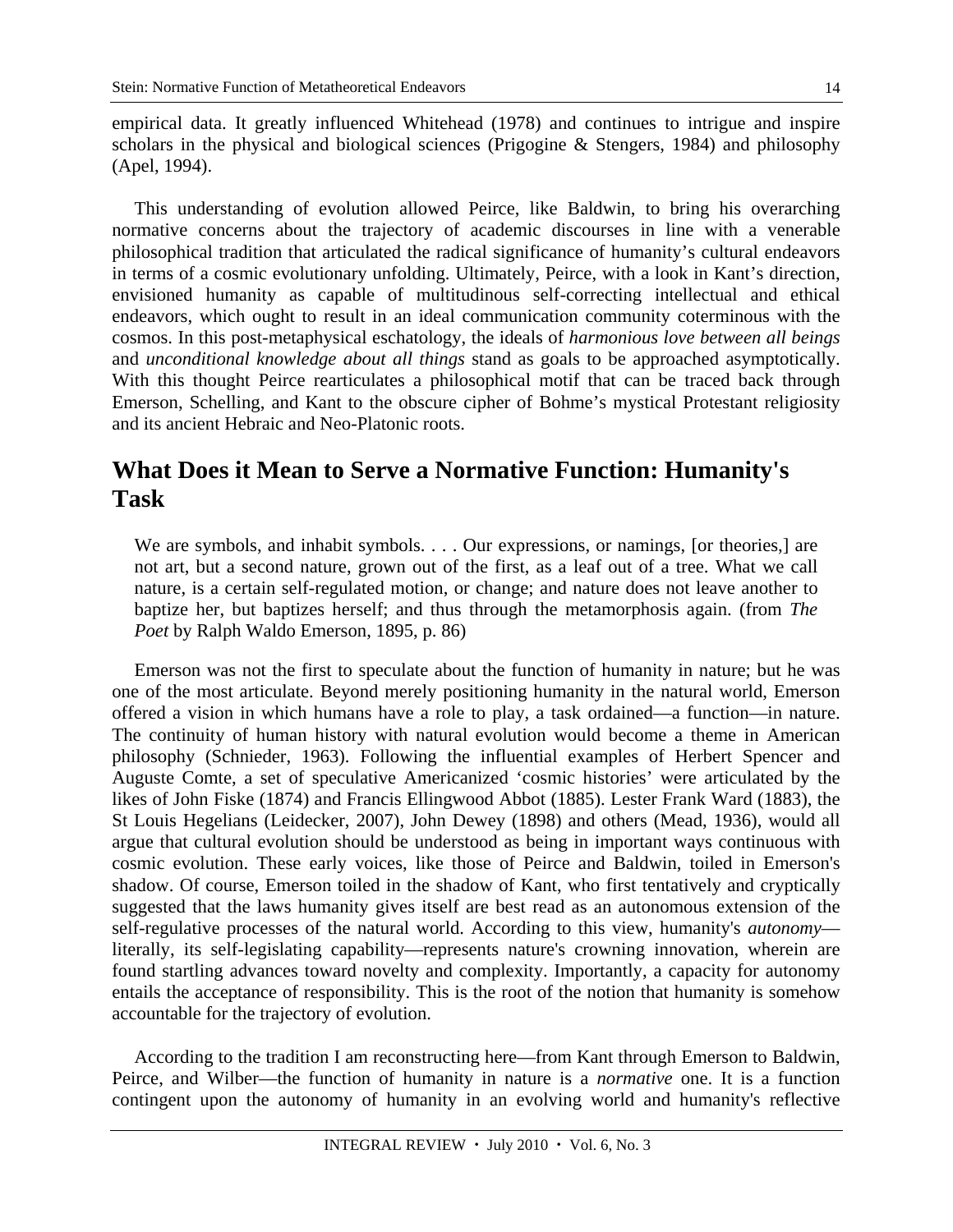empirical data. It greatly influenced Whitehead (1978) and continues to intrigue and inspire scholars in the physical and biological sciences (Prigogine & Stengers, 1984) and philosophy (Apel, 1994).

This understanding of evolution allowed Peirce, like Baldwin, to bring his overarching normative concerns about the trajectory of academic discourses in line with a venerable philosophical tradition that articulated the radical significance of humanity's cultural endeavors in terms of a cosmic evolutionary unfolding. Ultimately, Peirce, with a look in Kant's direction, envisioned humanity as capable of multitudinous self-correcting intellectual and ethical endeavors, which ought to result in an ideal communication community coterminous with the cosmos. In this post-metaphysical eschatology, the ideals of *harmonious love between all beings* and *unconditional knowledge about all things* stand as goals to be approached asymptotically. With this thought Peirce rearticulates a philosophical motif that can be traced back through Emerson, Schelling, and Kant to the obscure cipher of Bohme's mystical Protestant religiosity and its ancient Hebraic and Neo-Platonic roots.

## What Does it Mean to Serve a Normative Function: Humanity's Task

> We are symbols, and inhabit symbols. . . . Our expressions, or namings, [or theories,] are not art, but a second nature, grown out of the first, as a leaf out of a tree. What we call nature, is a certain self-regulated motion, or change; and nature does not leave another to baptize her, but baptizes herself; and thus through the metamorphosis again. (from *The Poet* by Ralph Waldo Emerson, 1895, p. 86)

Emerson was not the first to speculate about the function of humanity in nature; but he was one of the most articulate. Beyond merely positioning humanity in the natural world, Emerson offered a vision in which humans have a role to play, a task ordained—a function—in nature. The continuity of human history with natural evolution would become a theme in American philosophy (Schnieder, 1963). Following the influential examples of Herbert Spencer and Auguste Comte, a set of speculative Americanized 'cosmic histories' were articulated by the likes of John Fiske (1874) and Francis Ellingwood Abbot (1885). Lester Frank Ward (1883), the St Louis Hegelians (Leidecker, 2007), John Dewey (1898) and others (Mead, 1936), would all argue that cultural evolution should be understood as being in important ways continuous with cosmic evolution. These early voices, like those of Peirce and Baldwin, toiled in Emerson's shadow. Of course, Emerson toiled in the shadow of Kant, who first tentatively and cryptically suggested that the laws humanity gives itself are best read as an autonomous extension of the self-regulative processes of the natural world. According to this view, humanity's *autonomy*—literally, its self-legislating capability—represents nature's crowning innovation, wherein are found startling advances toward novelty and complexity. Importantly, a capacity for autonomy entails the acceptance of responsibility. This is the root of the notion that humanity is somehow accountable for the trajectory of evolution.

According to the tradition I am reconstructing here—from Kant through Emerson to Baldwin, Peirce, and Wilber—the function of humanity in nature is a *normative* one. It is a function contingent upon the autonomy of humanity in an evolving world and humanity's reflective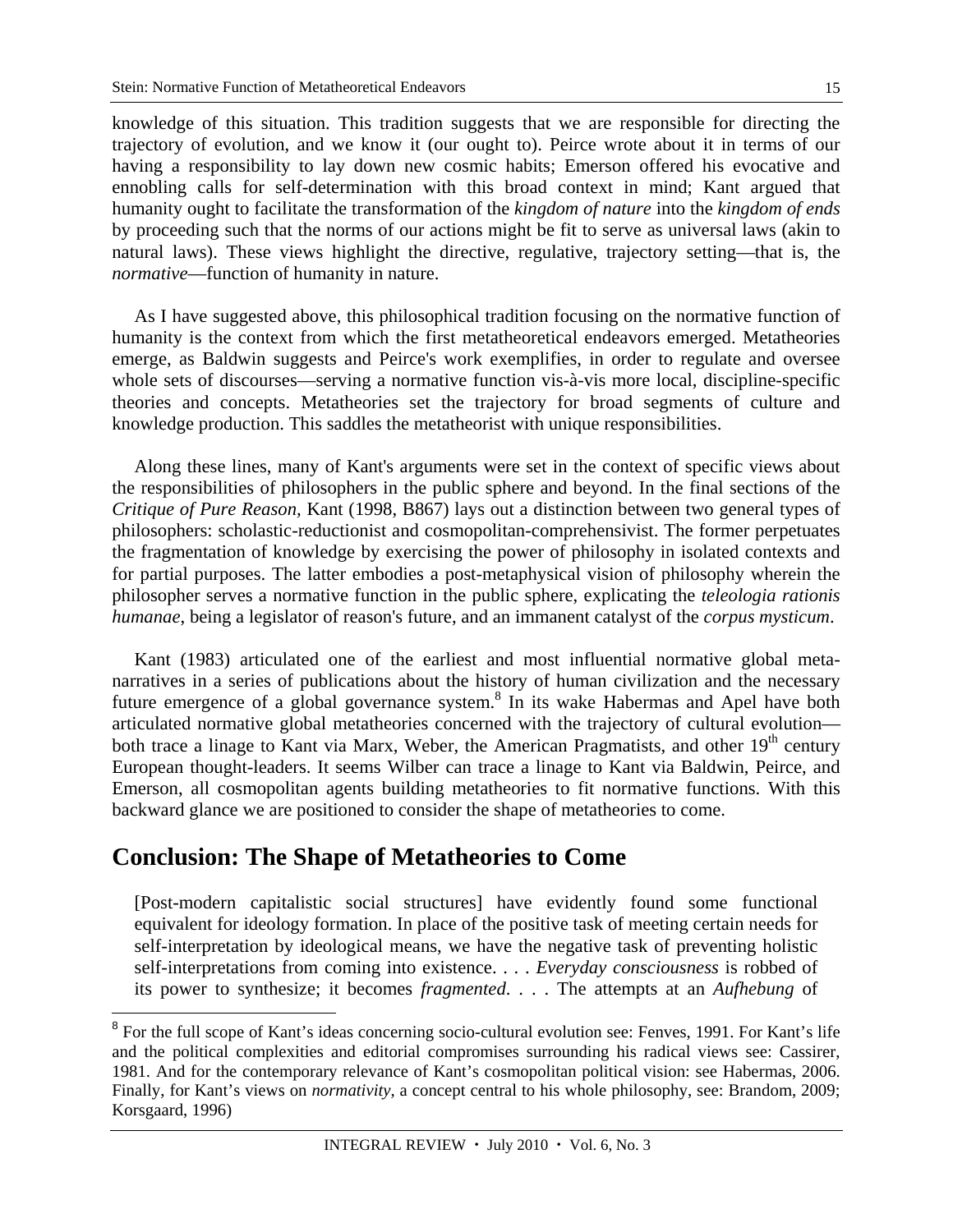knowledge of this situation. This tradition suggests that we are responsible for directing the trajectory of evolution, and we know it (our ought to). Peirce wrote about it in terms of our having a responsibility to lay down new cosmic habits; Emerson offered his evocative and ennobling calls for self-determination with this broad context in mind; Kant argued that humanity ought to facilitate the transformation of the *kingdom of nature* into the *kingdom of ends* by proceeding such that the norms of our actions might be fit to serve as universal laws (akin to natural laws). These views highlight the directive, regulative, trajectory setting—that is, the *normative*—function of humanity in nature.

As I have suggested above, this philosophical tradition focusing on the normative function of humanity is the context from which the first metatheoretical endeavors emerged. Metatheories emerge, as Baldwin suggests and Peirce's work exemplifies, in order to regulate and oversee whole sets of discourses—serving a normative function vis-à-vis more local, discipline-specific theories and concepts. Metatheories set the trajectory for broad segments of culture and knowledge production. This saddles the metatheorist with unique responsibilities.

Along these lines, many of Kant's arguments were set in the context of specific views about the responsibilities of philosophers in the public sphere and beyond. In the final sections of the *Critique of Pure Reason*, Kant (1998, B867) lays out a distinction between two general types of philosophers: scholastic-reductionist and cosmopolitan-comprehensivist. The former perpetuates the fragmentation of knowledge by exercising the power of philosophy in isolated contexts and for partial purposes. The latter embodies a post-metaphysical vision of philosophy wherein the philosopher serves a normative function in the public sphere, explicating the *teleologia rationis humanae*, being a legislator of reason's future, and an immanent catalyst of the *corpus mysticum*.

Kant (1983) articulated one of the earliest and most influential normative global meta-narratives in a series of publications about the history of human civilization and the necessary future emergence of a global governance system.[8] In its wake Habermas and Apel have both articulated normative global metatheories concerned with the trajectory of cultural evolution—both trace a linage to Kant via Marx, Weber, the American Pragmatists, and other 19th century European thought-leaders. It seems Wilber can trace a linage to Kant via Baldwin, Peirce, and Emerson, all cosmopolitan agents building metatheories to fit normative functions. With this backward glance we are positioned to consider the shape of metatheories to come.

## Conclusion: The Shape of Metatheories to Come

> [Post-modern capitalistic social structures] have evidently found some functional equivalent for ideology formation. In place of the positive task of meeting certain needs for self-interpretation by ideological means, we have the negative task of preventing holistic self-interpretations from coming into existence. . . . *Everyday consciousness* is robbed of its power to synthesize; it becomes *fragmented*. . . . The attempts at an *Aufhebung* of

---

[8] For the full scope of Kant's ideas concerning socio-cultural evolution see: Fenves, 1991. For Kant's life and the political complexities and editorial compromises surrounding his radical views see: Cassirer, 1981. And for the contemporary relevance of Kant's cosmopolitan political vision: see Habermas, 2006. Finally, for Kant's views on *normativity*, a concept central to his whole philosophy, see: Brandom, 2009; Korsgaard, 1996)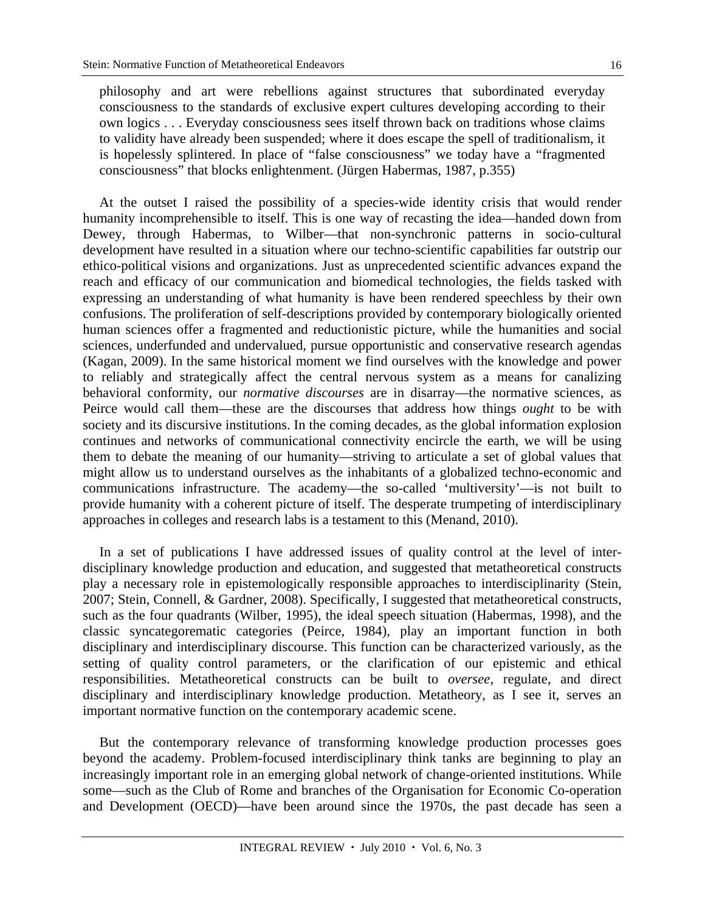> philosophy and art were rebellions against structures that subordinated everyday consciousness to the standards of exclusive expert cultures developing according to their own logics . . . Everyday consciousness sees itself thrown back on traditions whose claims to validity have already been suspended; where it does escape the spell of traditionalism, it is hopelessly splintered. In place of "false consciousness" we today have a "fragmented consciousness" that blocks enlightenment. (Jürgen Habermas, 1987, p.355)

At the outset I raised the possibility of a species-wide identity crisis that would render humanity incomprehensible to itself. This is one way of recasting the idea—handed down from Dewey, through Habermas, to Wilber—that non-synchronic patterns in socio-cultural development have resulted in a situation where our techno-scientific capabilities far outstrip our ethico-political visions and organizations. Just as unprecedented scientific advances expand the reach and efficacy of our communication and biomedical technologies, the fields tasked with expressing an understanding of what humanity is have been rendered speechless by their own confusions. The proliferation of self-descriptions provided by contemporary biologically oriented human sciences offer a fragmented and reductionistic picture, while the humanities and social sciences, underfunded and undervalued, pursue opportunistic and conservative research agendas (Kagan, 2009). In the same historical moment we find ourselves with the knowledge and power to reliably and strategically affect the central nervous system as a means for canalizing behavioral conformity, our *normative discourses* are in disarray—the normative sciences, as Peirce would call them—these are the discourses that address how things *ought* to be with society and its discursive institutions. In the coming decades, as the global information explosion continues and networks of communicational connectivity encircle the earth, we will be using them to debate the meaning of our humanity—striving to articulate a set of global values that might allow us to understand ourselves as the inhabitants of a globalized techno-economic and communications infrastructure. The academy—the so-called 'multiversity'—is not built to provide humanity with a coherent picture of itself. The desperate trumpeting of interdisciplinary approaches in colleges and research labs is a testament to this (Menand, 2010).

In a set of publications I have addressed issues of quality control at the level of inter-disciplinary knowledge production and education, and suggested that metatheoretical constructs play a necessary role in epistemologically responsible approaches to interdisciplinarity (Stein, 2007; Stein, Connell, & Gardner, 2008). Specifically, I suggested that metatheoretical constructs, such as the four quadrants (Wilber, 1995), the ideal speech situation (Habermas, 1998), and the classic syncategorematic categories (Peirce, 1984), play an important function in both disciplinary and interdisciplinary discourse. This function can be characterized variously, as the setting of quality control parameters, or the clarification of our epistemic and ethical responsibilities. Metatheoretical constructs can be built to *oversee,* regulate, and direct disciplinary and interdisciplinary knowledge production. Metatheory, as I see it, serves an important normative function on the contemporary academic scene.

But the contemporary relevance of transforming knowledge production processes goes beyond the academy. Problem-focused interdisciplinary think tanks are beginning to play an increasingly important role in an emerging global network of change-oriented institutions. While some—such as the Club of Rome and branches of the Organisation for Economic Co-operation and Development (OECD)—have been around since the 1970s, the past decade has seen a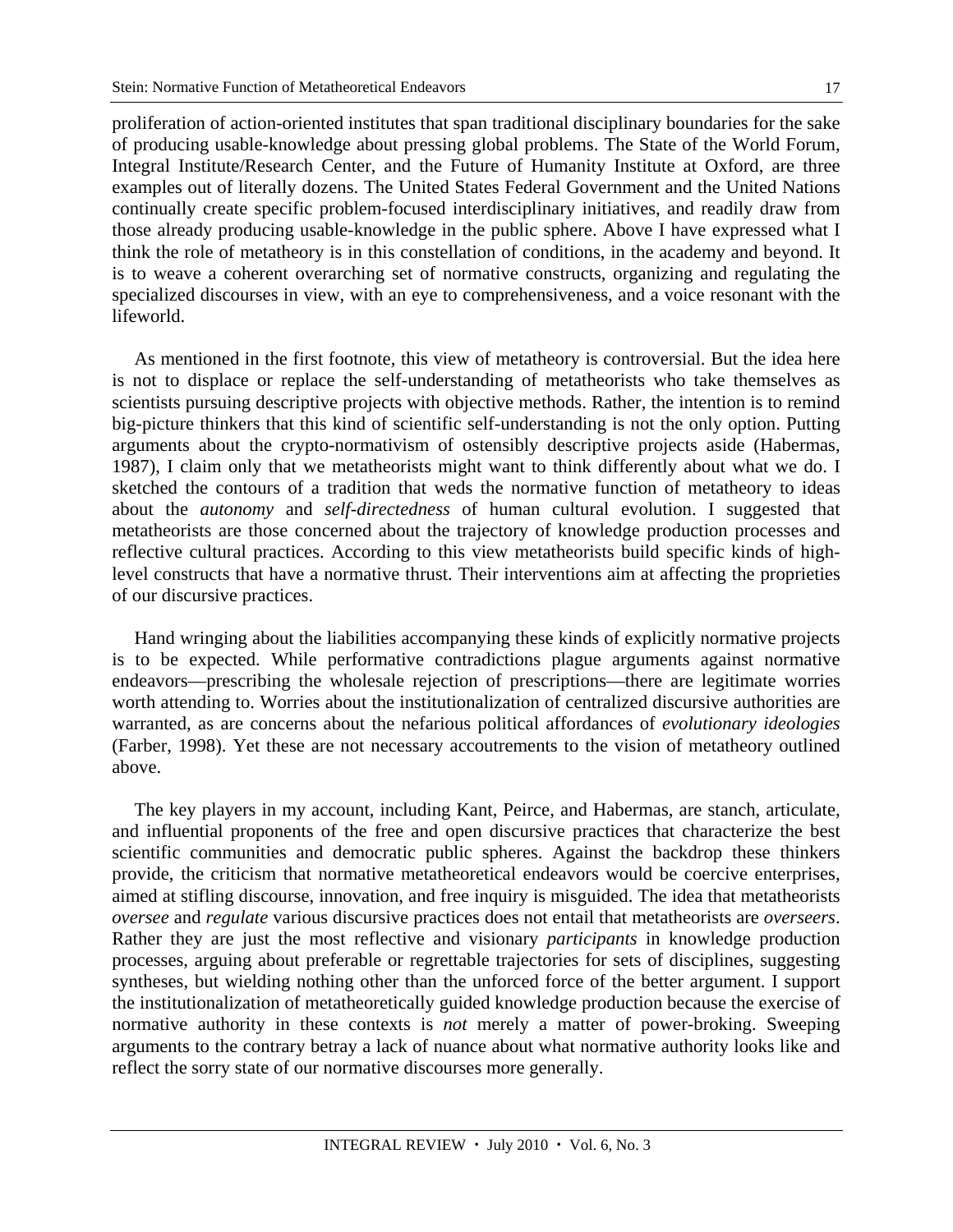proliferation of action-oriented institutes that span traditional disciplinary boundaries for the sake of producing usable-knowledge about pressing global problems. The State of the World Forum, Integral Institute/Research Center, and the Future of Humanity Institute at Oxford, are three examples out of literally dozens. The United States Federal Government and the United Nations continually create specific problem-focused interdisciplinary initiatives, and readily draw from those already producing usable-knowledge in the public sphere. Above I have expressed what I think the role of metatheory is in this constellation of conditions, in the academy and beyond. It is to weave a coherent overarching set of normative constructs, organizing and regulating the specialized discourses in view, with an eye to comprehensiveness, and a voice resonant with the lifeworld.

As mentioned in the first footnote, this view of metatheory is controversial. But the idea here is not to displace or replace the self-understanding of metatheorists who take themselves as scientists pursuing descriptive projects with objective methods. Rather, the intention is to remind big-picture thinkers that this kind of scientific self-understanding is not the only option. Putting arguments about the crypto-normativism of ostensibly descriptive projects aside (Habermas, 1987), I claim only that we metatheorists might want to think differently about what we do. I sketched the contours of a tradition that weds the normative function of metatheory to ideas about the *autonomy* and *self-directedness* of human cultural evolution. I suggested that metatheorists are those concerned about the trajectory of knowledge production processes and reflective cultural practices. According to this view metatheorists build specific kinds of high-level constructs that have a normative thrust. Their interventions aim at affecting the proprieties of our discursive practices.

Hand wringing about the liabilities accompanying these kinds of explicitly normative projects is to be expected. While performative contradictions plague arguments against normative endeavors—prescribing the wholesale rejection of prescriptions—there are legitimate worries worth attending to. Worries about the institutionalization of centralized discursive authorities are warranted, as are concerns about the nefarious political affordances of *evolutionary ideologies* (Farber, 1998). Yet these are not necessary accoutrements to the vision of metatheory outlined above.

The key players in my account, including Kant, Peirce, and Habermas, are stanch, articulate, and influential proponents of the free and open discursive practices that characterize the best scientific communities and democratic public spheres. Against the backdrop these thinkers provide, the criticism that normative metatheoretical endeavors would be coercive enterprises, aimed at stifling discourse, innovation, and free inquiry is misguided. The idea that metatheorists *oversee* and *regulate* various discursive practices does not entail that metatheorists are *overseers*. Rather they are just the most reflective and visionary *participants* in knowledge production processes, arguing about preferable or regrettable trajectories for sets of disciplines, suggesting syntheses, but wielding nothing other than the unforced force of the better argument. I support the institutionalization of metatheoretically guided knowledge production because the exercise of normative authority in these contexts is *not* merely a matter of power-broking. Sweeping arguments to the contrary betray a lack of nuance about what normative authority looks like and reflect the sorry state of our normative discourses more generally.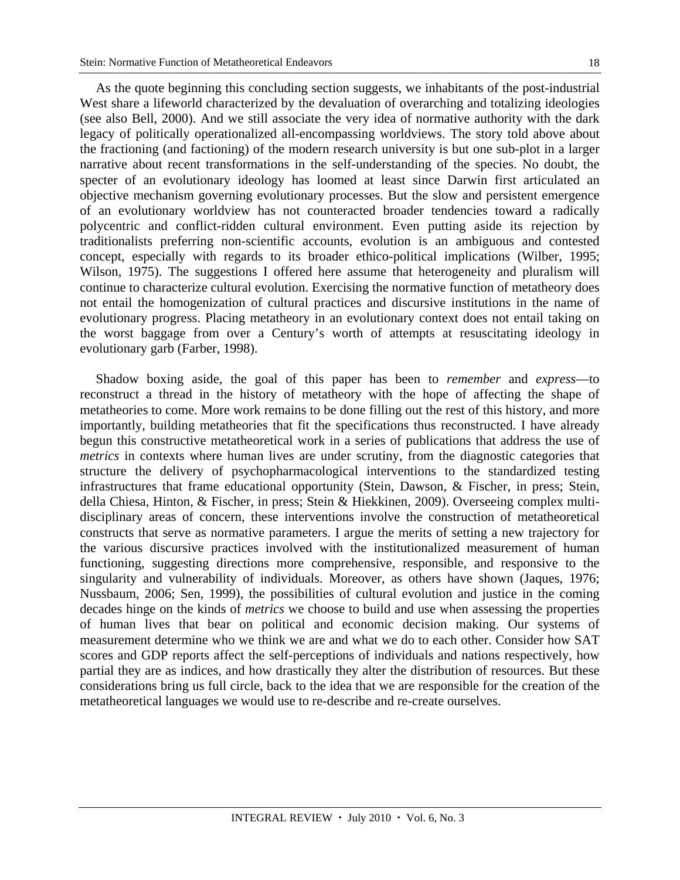As the quote beginning this concluding section suggests, we inhabitants of the post-industrial West share a lifeworld characterized by the devaluation of overarching and totalizing ideologies (see also Bell, 2000). And we still associate the very idea of normative authority with the dark legacy of politically operationalized all-encompassing worldviews. The story told above about the fractioning (and factioning) of the modern research university is but one sub-plot in a larger narrative about recent transformations in the self-understanding of the species. No doubt, the specter of an evolutionary ideology has loomed at least since Darwin first articulated an objective mechanism governing evolutionary processes. But the slow and persistent emergence of an evolutionary worldview has not counteracted broader tendencies toward a radically polycentric and conflict-ridden cultural environment. Even putting aside its rejection by traditionalists preferring non-scientific accounts, evolution is an ambiguous and contested concept, especially with regards to its broader ethico-political implications (Wilber, 1995; Wilson, 1975). The suggestions I offered here assume that heterogeneity and pluralism will continue to characterize cultural evolution. Exercising the normative function of metatheory does not entail the homogenization of cultural practices and discursive institutions in the name of evolutionary progress. Placing metatheory in an evolutionary context does not entail taking on the worst baggage from over a Century's worth of attempts at resuscitating ideology in evolutionary garb (Farber, 1998).

Shadow boxing aside, the goal of this paper has been to *remember* and *express*—to reconstruct a thread in the history of metatheory with the hope of affecting the shape of metatheories to come. More work remains to be done filling out the rest of this history, and more importantly, building metatheories that fit the specifications thus reconstructed. I have already begun this constructive metatheoretical work in a series of publications that address the use of *metrics* in contexts where human lives are under scrutiny, from the diagnostic categories that structure the delivery of psychopharmacological interventions to the standardized testing infrastructures that frame educational opportunity (Stein, Dawson, & Fischer, in press; Stein, della Chiesa, Hinton, & Fischer, in press; Stein & Hiekkinen, 2009). Overseeing complex multi-disciplinary areas of concern, these interventions involve the construction of metatheoretical constructs that serve as normative parameters. I argue the merits of setting a new trajectory for the various discursive practices involved with the institutionalized measurement of human functioning, suggesting directions more comprehensive, responsible, and responsive to the singularity and vulnerability of individuals. Moreover, as others have shown (Jaques, 1976; Nussbaum, 2006; Sen, 1999), the possibilities of cultural evolution and justice in the coming decades hinge on the kinds of *metrics* we choose to build and use when assessing the properties of human lives that bear on political and economic decision making. Our systems of measurement determine who we think we are and what we do to each other. Consider how SAT scores and GDP reports affect the self-perceptions of individuals and nations respectively, how partial they are as indices, and how drastically they alter the distribution of resources. But these considerations bring us full circle, back to the idea that we are responsible for the creation of the metatheoretical languages we would use to re-describe and re-create ourselves.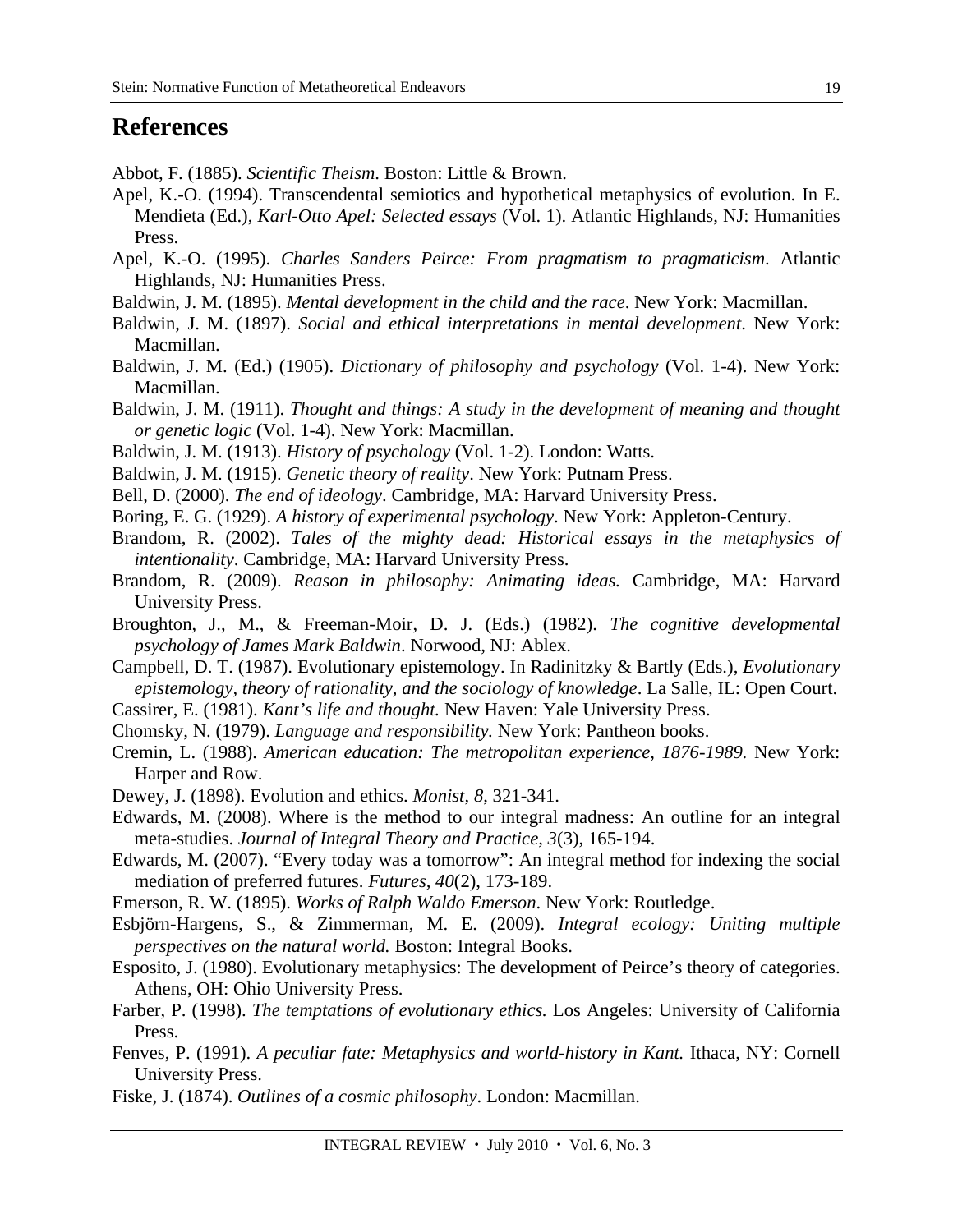## References

Abbot, F. (1885). *Scientific Theism*. Boston: Little & Brown.

Apel, K.-O. (1994). Transcendental semiotics and hypothetical metaphysics of evolution. In E. Mendieta (Ed.), *Karl-Otto Apel: Selected essays* (Vol. 1). Atlantic Highlands, NJ: Humanities Press.

Apel, K.-O. (1995). *Charles Sanders Peirce: From pragmatism to pragmaticism*. Atlantic Highlands, NJ: Humanities Press.

Baldwin, J. M. (1895). *Mental development in the child and the race*. New York: Macmillan.

Baldwin, J. M. (1897). *Social and ethical interpretations in mental development*. New York: Macmillan.

Baldwin, J. M. (Ed.) (1905). *Dictionary of philosophy and psychology* (Vol. 1-4). New York: Macmillan.

Baldwin, J. M. (1911). *Thought and things: A study in the development of meaning and thought or genetic logic* (Vol. 1-4). New York: Macmillan.

Baldwin, J. M. (1913). *History of psychology* (Vol. 1-2). London: Watts.

Baldwin, J. M. (1915). *Genetic theory of reality*. New York: Putnam Press.

Bell, D. (2000). *The end of ideology*. Cambridge, MA: Harvard University Press.

Boring, E. G. (1929). *A history of experimental psychology*. New York: Appleton-Century.

Brandom, R. (2002). *Tales of the mighty dead: Historical essays in the metaphysics of intentionality*. Cambridge, MA: Harvard University Press.

Brandom, R. (2009). *Reason in philosophy: Animating ideas.* Cambridge, MA: Harvard University Press.

Broughton, J., M., & Freeman-Moir, D. J. (Eds.) (1982). *The cognitive developmental psychology of James Mark Baldwin*. Norwood, NJ: Ablex.

Campbell, D. T. (1987). Evolutionary epistemology. In Radinitzky & Bartly (Eds.), *Evolutionary epistemology, theory of rationality, and the sociology of knowledge*. La Salle, IL: Open Court.

Cassirer, E. (1981). *Kant's life and thought.* New Haven: Yale University Press.

Chomsky, N. (1979). *Language and responsibility.* New York: Pantheon books.

Cremin, L. (1988). *American education: The metropolitan experience, 1876-1989*. New York: Harper and Row.

Dewey, J. (1898). Evolution and ethics. *Monist*, *8*, 321-341.

Edwards, M. (2008). Where is the method to our integral madness: An outline for an integral meta-studies. *Journal of Integral Theory and Practice, 3*(3), 165-194.

Edwards, M. (2007). "Every today was a tomorrow": An integral method for indexing the social mediation of preferred futures. *Futures*, *40*(2), 173-189.

Emerson, R. W. (1895). *Works of Ralph Waldo Emerson*. New York: Routledge.

Esbjörn-Hargens, S., & Zimmerman, M. E. (2009). *Integral ecology: Uniting multiple perspectives on the natural world.* Boston: Integral Books.

Esposito, J. (1980). Evolutionary metaphysics: The development of Peirce's theory of categories. Athens, OH: Ohio University Press.

Farber, P. (1998). *The temptations of evolutionary ethics.* Los Angeles: University of California Press.

Fenves, P. (1991). *A peculiar fate: Metaphysics and world-history in Kant.* Ithaca, NY: Cornell University Press.

Fiske, J. (1874). *Outlines of a cosmic philosophy*. London: Macmillan.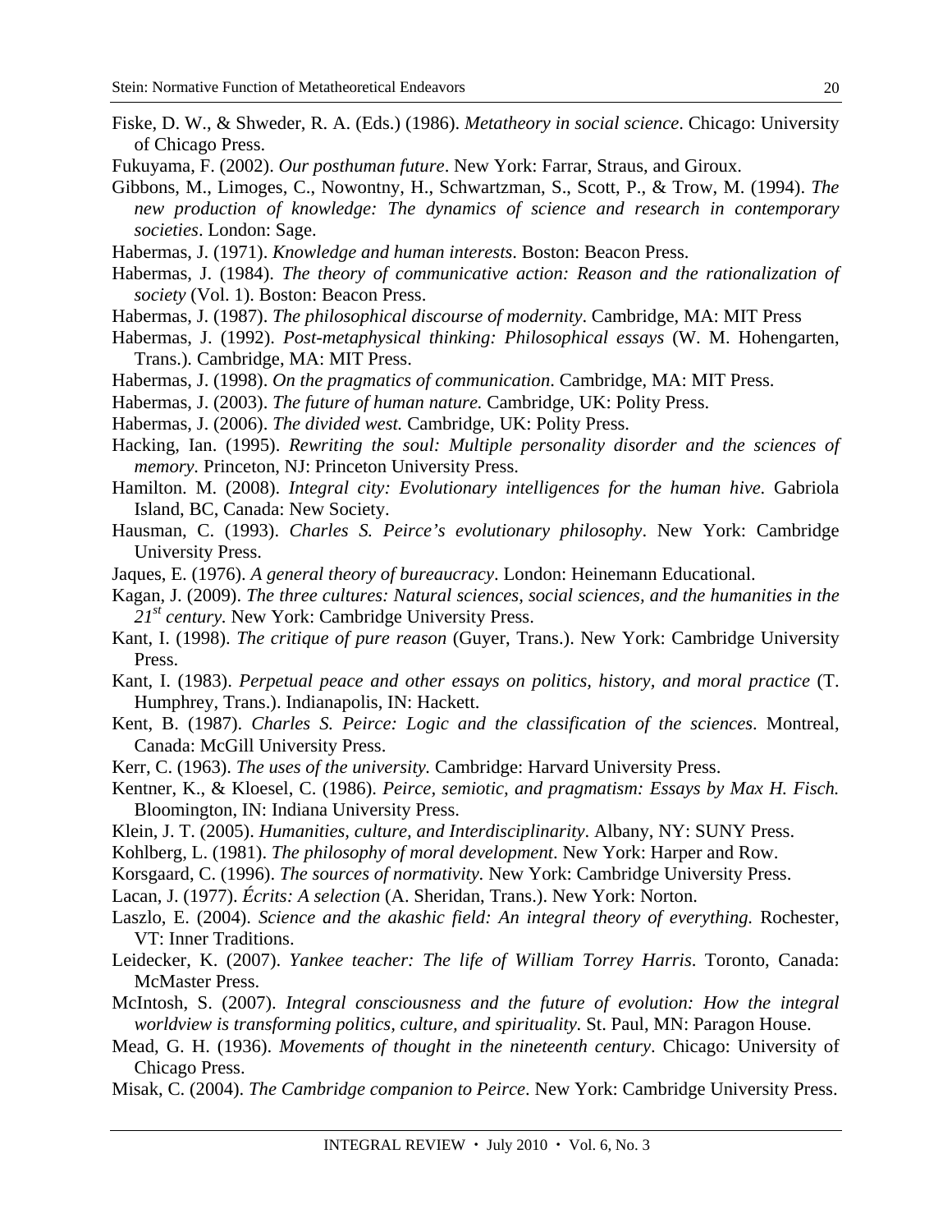Fiske, D. W., & Shweder, R. A. (Eds.) (1986). *Metatheory in social science*. Chicago: University of Chicago Press.

Fukuyama, F. (2002). *Our posthuman future*. New York: Farrar, Straus, and Giroux.

Gibbons, M., Limoges, C., Nowontny, H., Schwartzman, S., Scott, P., & Trow, M. (1994). *The new production of knowledge: The dynamics of science and research in contemporary societies*. London: Sage.

Habermas, J. (1971). *Knowledge and human interests*. Boston: Beacon Press.

Habermas, J. (1984). *The theory of communicative action: Reason and the rationalization of society* (Vol. 1). Boston: Beacon Press.

Habermas, J. (1987). *The philosophical discourse of modernity*. Cambridge, MA: MIT Press

Habermas, J. (1992). *Post-metaphysical thinking: Philosophical essays* (W. M. Hohengarten, Trans.). Cambridge, MA: MIT Press.

Habermas, J. (1998). *On the pragmatics of communication*. Cambridge, MA: MIT Press.

Habermas, J. (2003). *The future of human nature.* Cambridge, UK: Polity Press.

Habermas, J. (2006). *The divided west.* Cambridge, UK: Polity Press.

Hacking, Ian. (1995). *Rewriting the soul: Multiple personality disorder and the sciences of memory*. Princeton, NJ: Princeton University Press.

Hamilton. M. (2008). *Integral city: Evolutionary intelligences for the human hive.* Gabriola Island, BC, Canada: New Society.

Hausman, C. (1993). *Charles S. Peirce's evolutionary philosophy*. New York: Cambridge University Press.

Jaques, E. (1976). *A general theory of bureaucracy*. London: Heinemann Educational.

Kagan, J. (2009). *The three cultures: Natural sciences, social sciences, and the humanities in the 21st century.* New York: Cambridge University Press.

Kant, I. (1998). *The critique of pure reason* (Guyer, Trans.). New York: Cambridge University Press.

Kant, I. (1983). *Perpetual peace and other essays on politics, history, and moral practice* (T. Humphrey, Trans.). Indianapolis, IN: Hackett.

Kent, B. (1987). *Charles S. Peirce: Logic and the classification of the sciences*. Montreal, Canada: McGill University Press.

Kerr, C. (1963). *The uses of the university.* Cambridge: Harvard University Press.

Kentner, K., & Kloesel, C. (1986). *Peirce, semiotic, and pragmatism: Essays by Max H. Fisch.* Bloomington, IN: Indiana University Press.

Klein, J. T. (2005). *Humanities, culture, and Interdisciplinarity*. Albany, NY: SUNY Press.

Kohlberg, L. (1981). *The philosophy of moral development*. New York: Harper and Row.

Korsgaard, C. (1996). *The sources of normativity.* New York: Cambridge University Press.

Lacan, J. (1977). *Écrits: A selection* (A. Sheridan, Trans.). New York: Norton.

Laszlo, E. (2004). *Science and the akashic field: An integral theory of everything.* Rochester, VT: Inner Traditions.

Leidecker, K. (2007). *Yankee teacher: The life of William Torrey Harris*. Toronto, Canada: McMaster Press.

McIntosh, S. (2007). *Integral consciousness and the future of evolution: How the integral worldview is transforming politics, culture, and spirituality.* St. Paul, MN: Paragon House.

Mead, G. H. (1936). *Movements of thought in the nineteenth century*. Chicago: University of Chicago Press.

Misak, C. (2004). *The Cambridge companion to Peirce*. New York: Cambridge University Press.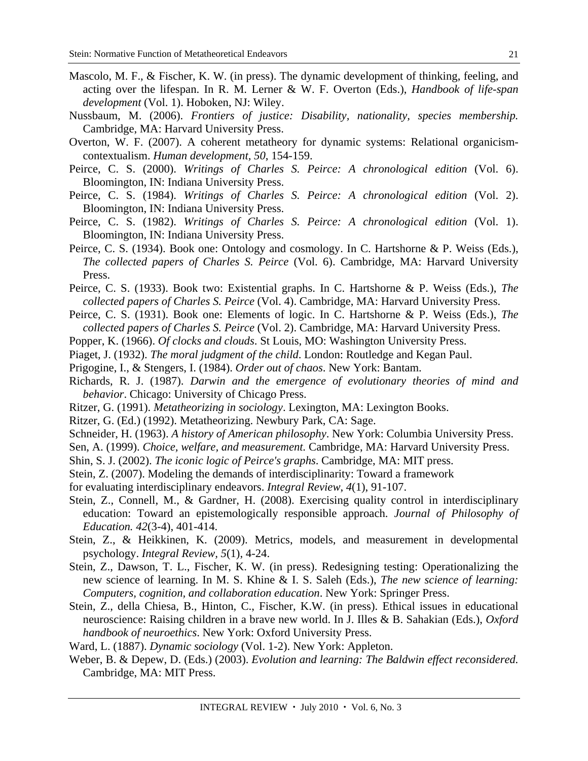Mascolo, M. F., & Fischer, K. W. (in press). The dynamic development of thinking, feeling, and acting over the lifespan. In R. M. Lerner & W. F. Overton (Eds.), *Handbook of life-span development* (Vol. 1). Hoboken, NJ: Wiley.

Nussbaum, M. (2006). *Frontiers of justice: Disability, nationality, species membership.* Cambridge, MA: Harvard University Press.

Overton, W. F. (2007). A coherent metatheory for dynamic systems: Relational organicism-contextualism. *Human development, 50*, 154-159.

Peirce, C. S. (2000). *Writings of Charles S. Peirce: A chronological edition* (Vol. 6). Bloomington, IN: Indiana University Press.

Peirce, C. S. (1984). *Writings of Charles S. Peirce: A chronological edition* (Vol. 2). Bloomington, IN: Indiana University Press.

Peirce, C. S. (1982). *Writings of Charles S. Peirce: A chronological edition* (Vol. 1). Bloomington, IN: Indiana University Press.

Peirce, C. S. (1934). Book one: Ontology and cosmology. In C. Hartshorne & P. Weiss (Eds.), *The collected papers of Charles S. Peirce* (Vol. 6). Cambridge, MA: Harvard University Press.

Peirce, C. S. (1933). Book two: Existential graphs. In C. Hartshorne & P. Weiss (Eds.), *The collected papers of Charles S. Peirce* (Vol. 4). Cambridge, MA: Harvard University Press.

Peirce, C. S. (1931). Book one: Elements of logic. In C. Hartshorne & P. Weiss (Eds.), *The collected papers of Charles S. Peirce* (Vol. 2). Cambridge, MA: Harvard University Press.

Popper, K. (1966). *Of clocks and clouds*. St Louis, MO: Washington University Press.

Piaget, J. (1932). *The moral judgment of the child*. London: Routledge and Kegan Paul.

Prigogine, I., & Stengers, I. (1984). *Order out of chaos*. New York: Bantam.

Richards, R. J. (1987). *Darwin and the emergence of evolutionary theories of mind and behavior*. Chicago: University of Chicago Press.

Ritzer, G. (1991). *Metatheorizing in sociology*. Lexington, MA: Lexington Books.

Ritzer, G. (Ed.) (1992). Metatheorizing. Newbury Park, CA: Sage.

Schneider, H. (1963). *A history of American philosophy*. New York: Columbia University Press.

Sen, A. (1999). *Choice, welfare, and measurement.* Cambridge, MA: Harvard University Press.

Shin, S. J. (2002). *The iconic logic of Peirce's graphs*. Cambridge, MA: MIT press.

Stein, Z. (2007). Modeling the demands of interdisciplinarity: Toward a framework for evaluating interdisciplinary endeavors. *Integral Review, 4*(1), 91-107.

Stein, Z., Connell, M., & Gardner, H. (2008). Exercising quality control in interdisciplinary education: Toward an epistemologically responsible approach. *Journal of Philosophy of Education. 42*(3-4), 401-414.

Stein, Z., & Heikkinen, K. (2009). Metrics, models, and measurement in developmental psychology. *Integral Review, 5*(1), 4-24.

Stein, Z., Dawson, T. L., Fischer, K. W. (in press). Redesigning testing: Operationalizing the new science of learning. In M. S. Khine & I. S. Saleh (Eds.), *The new science of learning: Computers, cognition, and collaboration education*. New York: Springer Press.

Stein, Z., della Chiesa, B., Hinton, C., Fischer, K.W. (in press). Ethical issues in educational neuroscience: Raising children in a brave new world. In J. Illes & B. Sahakian (Eds.), *Oxford handbook of neuroethics*. New York: Oxford University Press.

Ward, L. (1887). *Dynamic sociology* (Vol. 1-2). New York: Appleton.

Weber, B. & Depew, D. (Eds.) (2003). *Evolution and learning: The Baldwin effect reconsidered.* Cambridge, MA: MIT Press.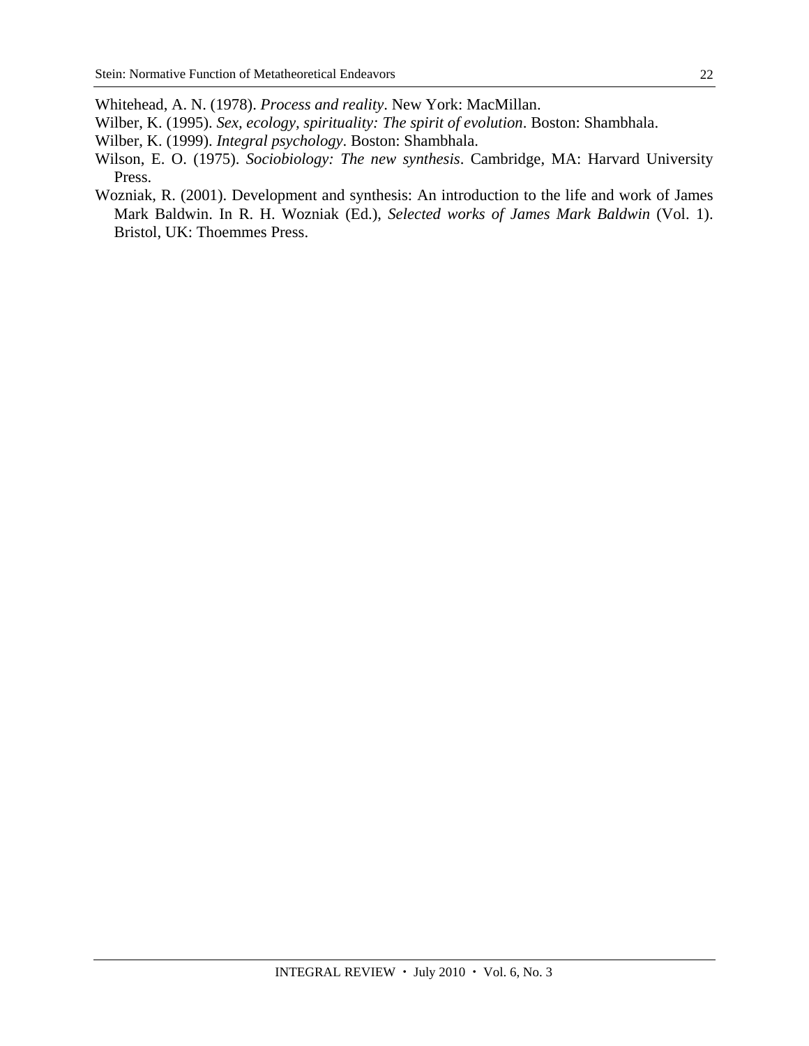Whitehead, A. N. (1978). *Process and reality*. New York: MacMillan.

Wilber, K. (1995). *Sex, ecology, spirituality: The spirit of evolution*. Boston: Shambhala.

Wilber, K. (1999). *Integral psychology*. Boston: Shambhala.

Wilson, E. O. (1975). *Sociobiology: The new synthesis*. Cambridge, MA: Harvard University Press.

Wozniak, R. (2001). Development and synthesis: An introduction to the life and work of James Mark Baldwin. In R. H. Wozniak (Ed.), *Selected works of James Mark Baldwin* (Vol. 1). Bristol, UK: Thoemmes Press.